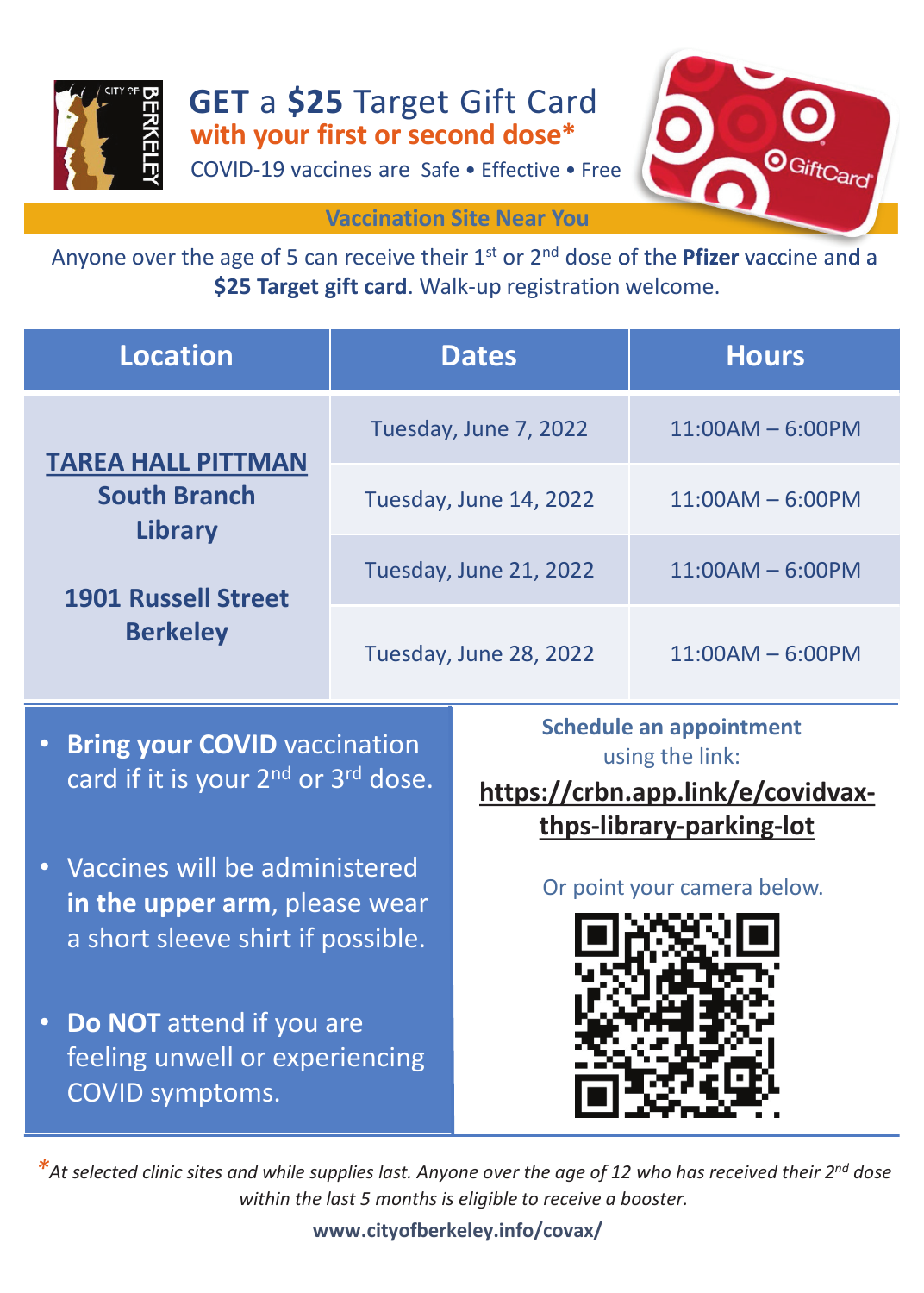# GET a $25 Target Gift Card

## with your first or second dose*

COVID-19 vaccines are Safe • Effective • Free

### Vaccination Site Near You

Anyone over the age of 5 can receive their 1st or 2nd dose of the **Pfizer** vaccine and a **$25 Target gift card**. Walk-up registration welcome.

| Location | Dates | Hours |
| --- | --- | --- |
| **TAREA HALL PITTMAN South Branch Library** <br> **1901 Russell Street Berkeley** | Tuesday, June 7, 2022 | 11:00AM – 6:00PM |
| | Tuesday, June 14, 2022 | 11:00AM – 6:00PM |
| | Tuesday, June 21, 2022 | 11:00AM – 6:00PM |
| | Tuesday, June 28, 2022 | 11:00AM – 6:00PM |

- **Bring your COVID** vaccination card if it is your 2nd or 3rd dose.
- Vaccines will be administered **in the upper arm**, please wear a short sleeve shirt if possible.
- **Do NOT** attend if you are feeling unwell or experiencing COVID symptoms.

**Schedule an appointment** using the link:

**https://crbn.app.link/e/covidvax-thps-library-parking-lot**

Or point your camera below.

*\*At selected clinic sites and while supplies last. Anyone over the age of 12 who has received their 2nd dose within the last 5 months is eligible to receive a booster.*

**www.cityofberkeley.info/covax/**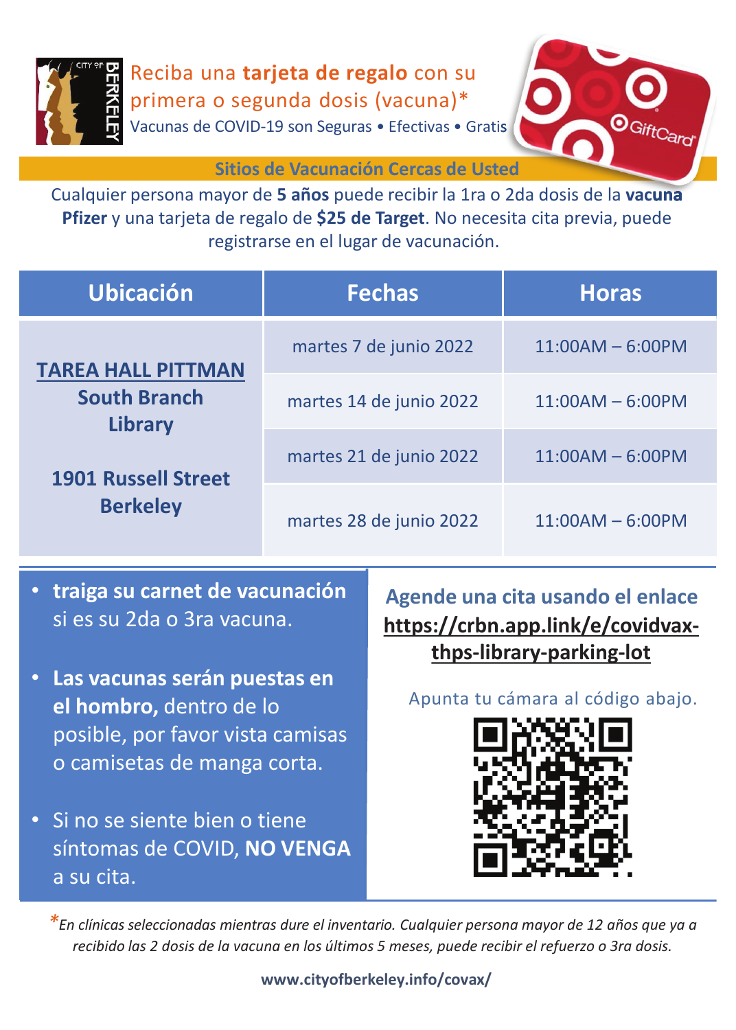# Reciba una **tarjeta de regalo** con su primera o segunda dosis (vacuna)*

Vacunas de COVID-19 son Seguras • Efectivas • Gratis

## Sitios de Vacunación Cercas de Usted

Cualquier persona mayor de **5 años** puede recibir la 1ra o 2da dosis de la **vacuna Pfizer** y una tarjeta de regalo de **$25 de Target**. No necesita cita previa, puede registrarse en el lugar de vacunación.

| Ubicación | Fechas | Horas |
|---|---|---|
| **TAREA HALL PITTMAN South Branch Library**<br><br>**1901 Russell Street Berkeley** | martes 7 de junio 2022 | 11:00AM – 6:00PM |
| | martes 14 de junio 2022 | 11:00AM – 6:00PM |
| | martes 21 de junio 2022 | 11:00AM – 6:00PM |
| | martes 28 de junio 2022 | 11:00AM – 6:00PM |

- **traiga su carnet de vacunación** si es su 2da o 3ra vacuna.
- **Las vacunas serán puestas en el hombro,** dentro de lo posible, por favor vista camisas o camisetas de manga corta.
- Si no se siente bien o tiene síntomas de COVID, **NO VENGA** a su cita.

**Agende una cita usando el enlace https://crbn.app.link/e/covidvax-thps-library-parking-lot**

Apunta tu cámara al código abajo.

**En clínicas seleccionadas mientras dure el inventario. Cualquier persona mayor de 12 años que ya a recibido las 2 dosis de la vacuna en los últimos 5 meses, puede recibir el refuerzo o 3ra dosis.*

**www.cityofberkeley.info/covax/**